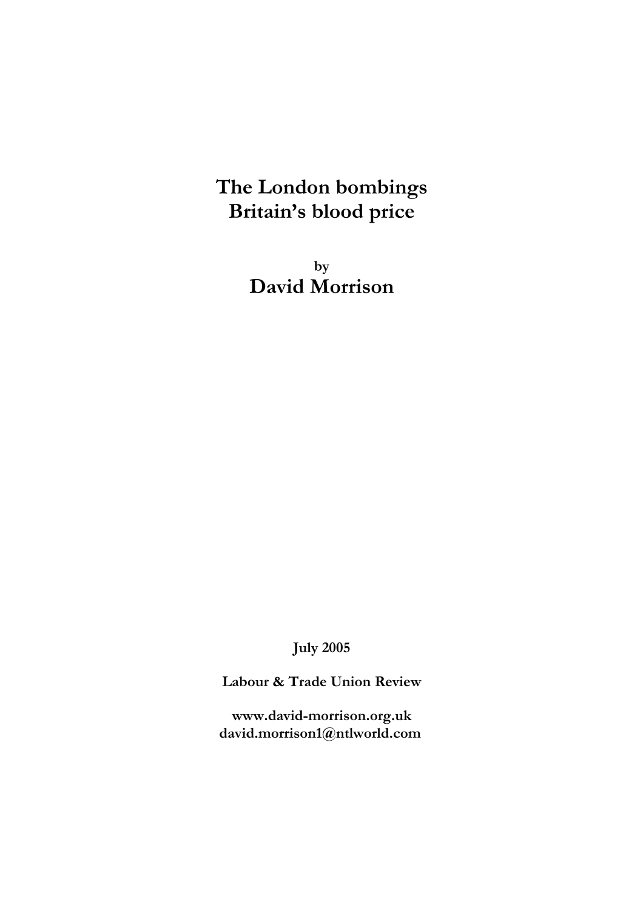# The London bombings
# Britain's blood price

by

## David Morrison

**July 2005**

**Labour & Trade Union Review**

**www.david-morrison.org.uk**
**david.morrison1@ntlworld.com**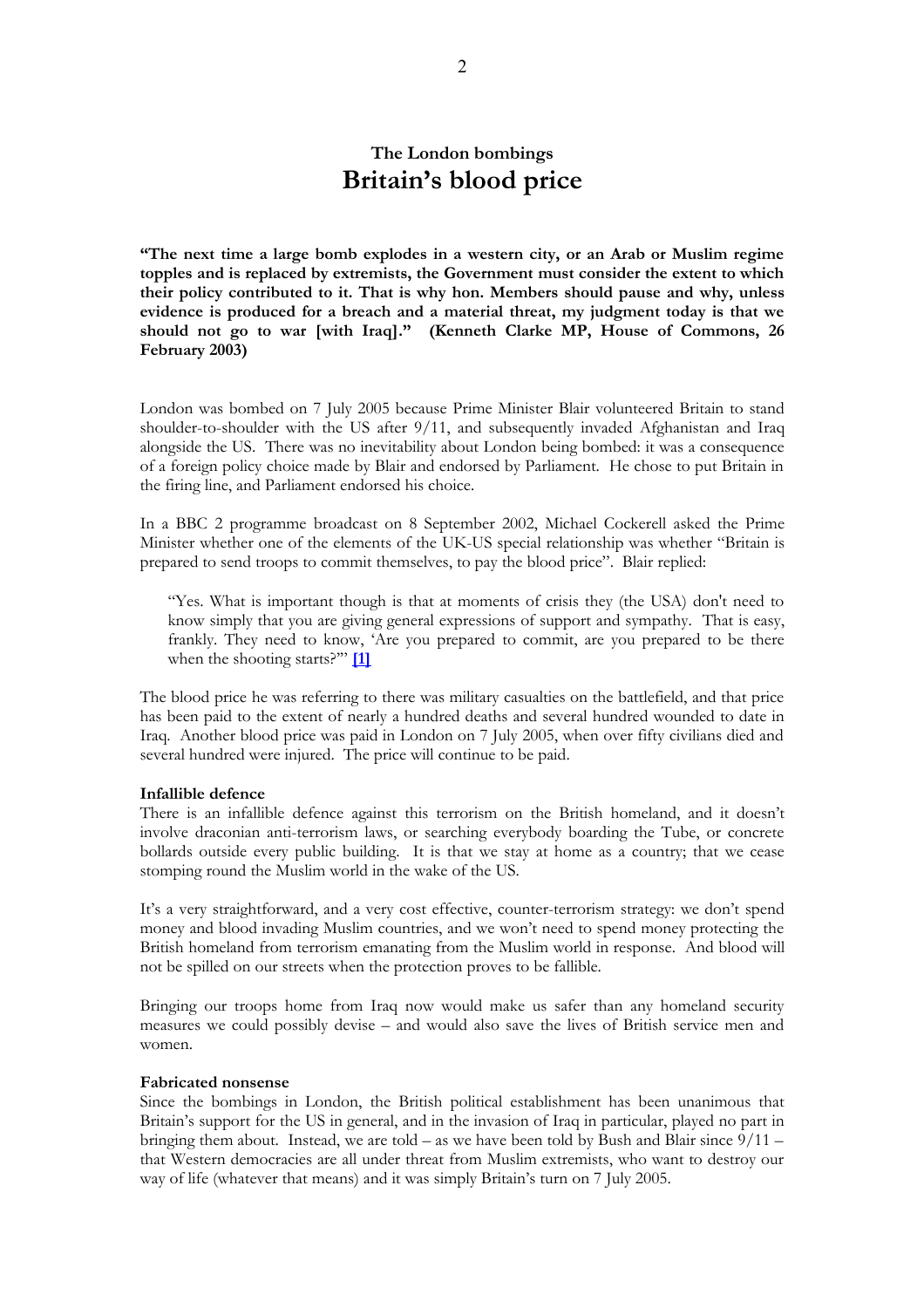### The London bombings

## Britain's blood price

**"The next time a large bomb explodes in a western city, or an Arab or Muslim regime topples and is replaced by extremists, the Government must consider the extent to which their policy contributed to it. That is why hon. Members should pause and why, unless evidence is produced for a breach and a material threat, my judgment today is that we should not go to war [with Iraq]." (Kenneth Clarke MP, House of Commons, 26 February 2003)**

London was bombed on 7 July 2005 because Prime Minister Blair volunteered Britain to stand shoulder-to-shoulder with the US after 9/11, and subsequently invaded Afghanistan and Iraq alongside the US. There was no inevitability about London being bombed: it was a consequence of a foreign policy choice made by Blair and endorsed by Parliament. He chose to put Britain in the firing line, and Parliament endorsed his choice.

In a BBC 2 programme broadcast on 8 September 2002, Michael Cockerell asked the Prime Minister whether one of the elements of the UK-US special relationship was whether "Britain is prepared to send troops to commit themselves, to pay the blood price". Blair replied:

> "Yes. What is important though is that at moments of crisis they (the USA) don't need to know simply that you are giving general expressions of support and sympathy. That is easy, frankly. They need to know, 'Are you prepared to commit, are you prepared to be there when the shooting starts?'" [1]

The blood price he was referring to there was military casualties on the battlefield, and that price has been paid to the extent of nearly a hundred deaths and several hundred wounded to date in Iraq. Another blood price was paid in London on 7 July 2005, when over fifty civilians died and several hundred were injured. The price will continue to be paid.

**Infallible defence**

There is an infallible defence against this terrorism on the British homeland, and it doesn't involve draconian anti-terrorism laws, or searching everybody boarding the Tube, or concrete bollards outside every public building. It is that we stay at home as a country; that we cease stomping round the Muslim world in the wake of the US.

It's a very straightforward, and a very cost effective, counter-terrorism strategy: we don't spend money and blood invading Muslim countries, and we won't need to spend money protecting the British homeland from terrorism emanating from the Muslim world in response. And blood will not be spilled on our streets when the protection proves to be fallible.

Bringing our troops home from Iraq now would make us safer than any homeland security measures we could possibly devise – and would also save the lives of British service men and women.

**Fabricated nonsense**

Since the bombings in London, the British political establishment has been unanimous that Britain's support for the US in general, and in the invasion of Iraq in particular, played no part in bringing them about. Instead, we are told – as we have been told by Bush and Blair since 9/11 – that Western democracies are all under threat from Muslim extremists, who want to destroy our way of life (whatever that means) and it was simply Britain's turn on 7 July 2005.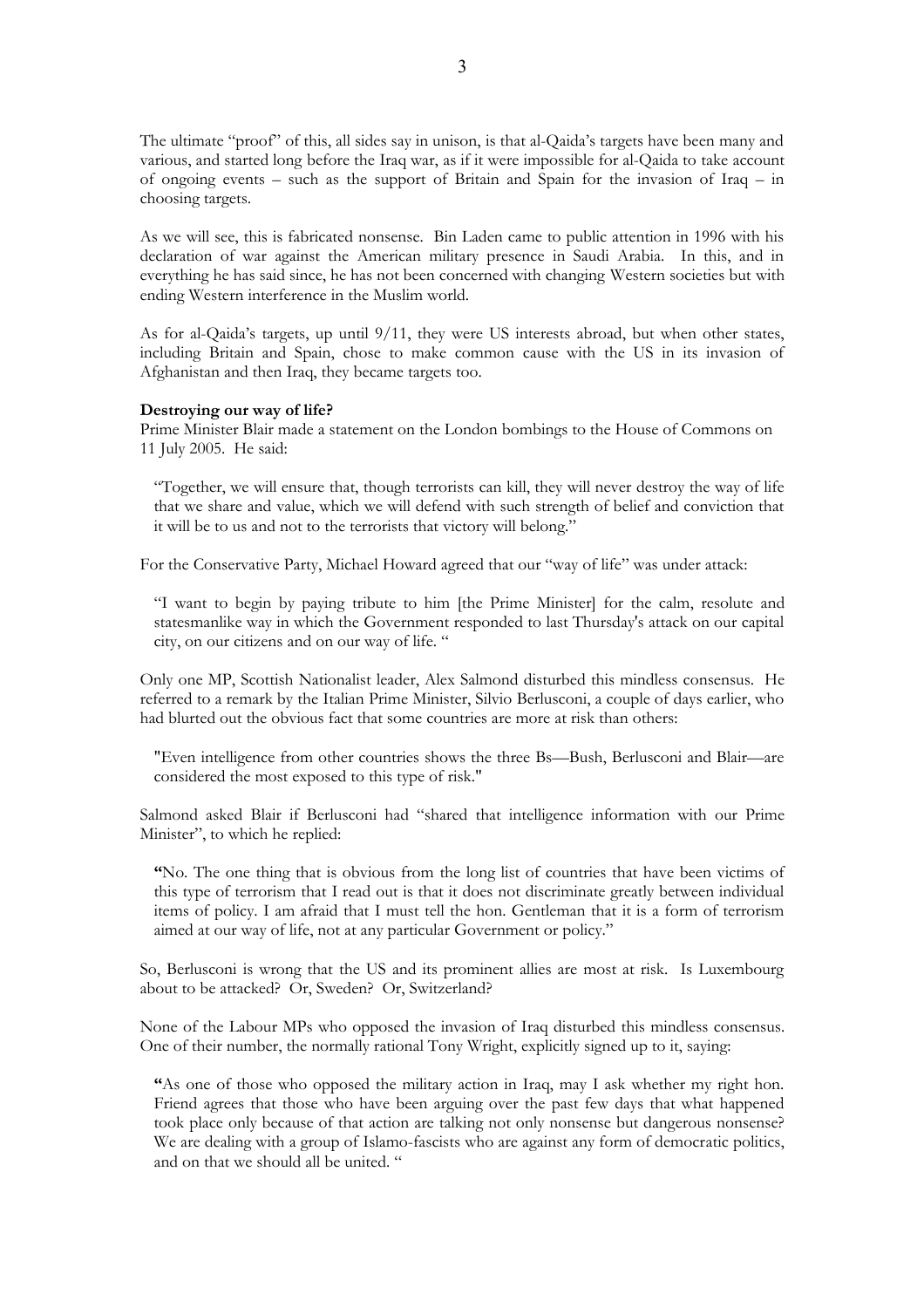The ultimate "proof" of this, all sides say in unison, is that al-Qaida's targets have been many and various, and started long before the Iraq war, as if it were impossible for al-Qaida to take account of ongoing events – such as the support of Britain and Spain for the invasion of Iraq – in choosing targets.

As we will see, this is fabricated nonsense. Bin Laden came to public attention in 1996 with his declaration of war against the American military presence in Saudi Arabia. In this, and in everything he has said since, he has not been concerned with changing Western societies but with ending Western interference in the Muslim world.

As for al-Qaida's targets, up until 9/11, they were US interests abroad, but when other states, including Britain and Spain, chose to make common cause with the US in its invasion of Afghanistan and then Iraq, they became targets too.

**Destroying our way of life?**

Prime Minister Blair made a statement on the London bombings to the House of Commons on 11 July 2005. He said:

> "Together, we will ensure that, though terrorists can kill, they will never destroy the way of life that we share and value, which we will defend with such strength of belief and conviction that it will be to us and not to the terrorists that victory will belong."

For the Conservative Party, Michael Howard agreed that our "way of life" was under attack:

> "I want to begin by paying tribute to him [the Prime Minister] for the calm, resolute and statesmanlike way in which the Government responded to last Thursday's attack on our capital city, on our citizens and on our way of life. "

Only one MP, Scottish Nationalist leader, Alex Salmond disturbed this mindless consensus. He referred to a remark by the Italian Prime Minister, Silvio Berlusconi, a couple of days earlier, who had blurted out the obvious fact that some countries are more at risk than others:

> "Even intelligence from other countries shows the three Bs—Bush, Berlusconi and Blair—are considered the most exposed to this type of risk."

Salmond asked Blair if Berlusconi had "shared that intelligence information with our Prime Minister", to which he replied:

> **"**No. The one thing that is obvious from the long list of countries that have been victims of this type of terrorism that I read out is that it does not discriminate greatly between individual items of policy. I am afraid that I must tell the hon. Gentleman that it is a form of terrorism aimed at our way of life, not at any particular Government or policy."

So, Berlusconi is wrong that the US and its prominent allies are most at risk. Is Luxembourg about to be attacked? Or, Sweden? Or, Switzerland?

None of the Labour MPs who opposed the invasion of Iraq disturbed this mindless consensus. One of their number, the normally rational Tony Wright, explicitly signed up to it, saying:

> **"**As one of those who opposed the military action in Iraq, may I ask whether my right hon. Friend agrees that those who have been arguing over the past few days that what happened took place only because of that action are talking not only nonsense but dangerous nonsense? We are dealing with a group of Islamo-fascists who are against any form of democratic politics, and on that we should all be united. "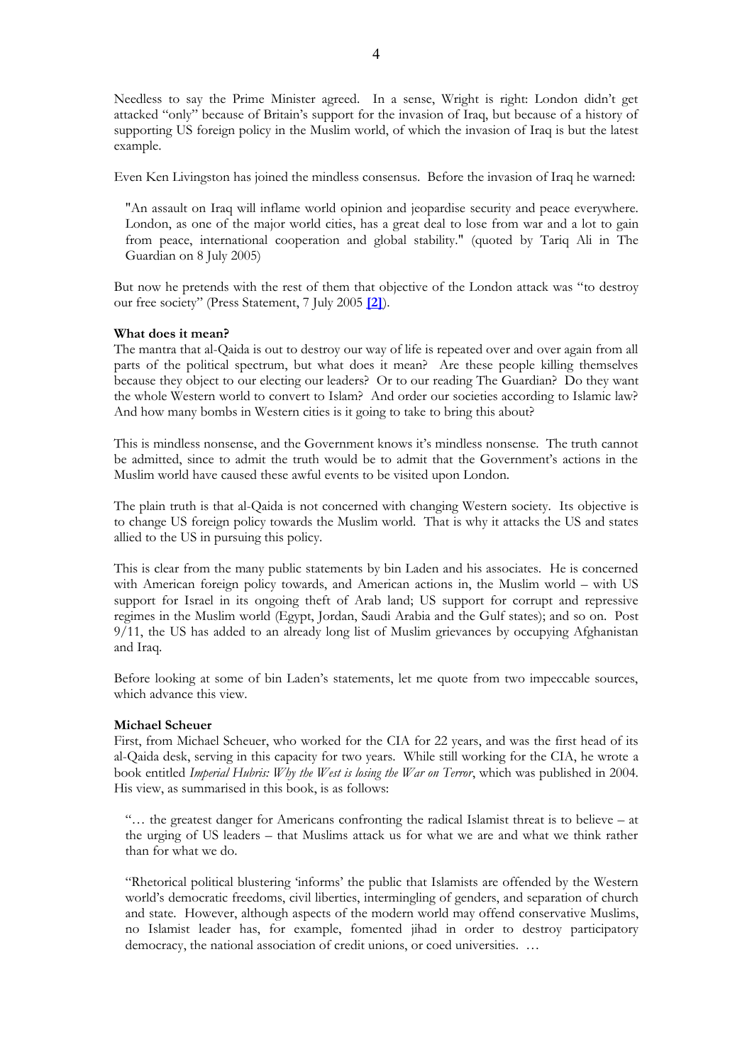Needless to say the Prime Minister agreed. In a sense, Wright is right: London didn't get attacked "only" because of Britain's support for the invasion of Iraq, but because of a history of supporting US foreign policy in the Muslim world, of which the invasion of Iraq is but the latest example.

Even Ken Livingston has joined the mindless consensus. Before the invasion of Iraq he warned:

> "An assault on Iraq will inflame world opinion and jeopardise security and peace everywhere. London, as one of the major world cities, has a great deal to lose from war and a lot to gain from peace, international cooperation and global stability." (quoted by Tariq Ali in The Guardian on 8 July 2005)

But now he pretends with the rest of them that objective of the London attack was "to destroy our free society" (Press Statement, 7 July 2005 **[2]**).

**What does it mean?**

The mantra that al-Qaida is out to destroy our way of life is repeated over and over again from all parts of the political spectrum, but what does it mean? Are these people killing themselves because they object to our electing our leaders? Or to our reading The Guardian? Do they want the whole Western world to convert to Islam? And order our societies according to Islamic law? And how many bombs in Western cities is it going to take to bring this about?

This is mindless nonsense, and the Government knows it's mindless nonsense. The truth cannot be admitted, since to admit the truth would be to admit that the Government's actions in the Muslim world have caused these awful events to be visited upon London.

The plain truth is that al-Qaida is not concerned with changing Western society. Its objective is to change US foreign policy towards the Muslim world. That is why it attacks the US and states allied to the US in pursuing this policy.

This is clear from the many public statements by bin Laden and his associates. He is concerned with American foreign policy towards, and American actions in, the Muslim world – with US support for Israel in its ongoing theft of Arab land; US support for corrupt and repressive regimes in the Muslim world (Egypt, Jordan, Saudi Arabia and the Gulf states); and so on. Post 9/11, the US has added to an already long list of Muslim grievances by occupying Afghanistan and Iraq.

Before looking at some of bin Laden's statements, let me quote from two impeccable sources, which advance this view.

**Michael Scheuer**

First, from Michael Scheuer, who worked for the CIA for 22 years, and was the first head of its al-Qaida desk, serving in this capacity for two years. While still working for the CIA, he wrote a book entitled *Imperial Hubris: Why the West is losing the War on Terror*, which was published in 2004. His view, as summarised in this book, is as follows:

> "… the greatest danger for Americans confronting the radical Islamist threat is to believe – at the urging of US leaders – that Muslims attack us for what we are and what we think rather than for what we do.
>
> "Rhetorical political blustering 'informs' the public that Islamists are offended by the Western world's democratic freedoms, civil liberties, intermingling of genders, and separation of church and state. However, although aspects of the modern world may offend conservative Muslims, no Islamist leader has, for example, fomented jihad in order to destroy participatory democracy, the national association of credit unions, or coed universities. …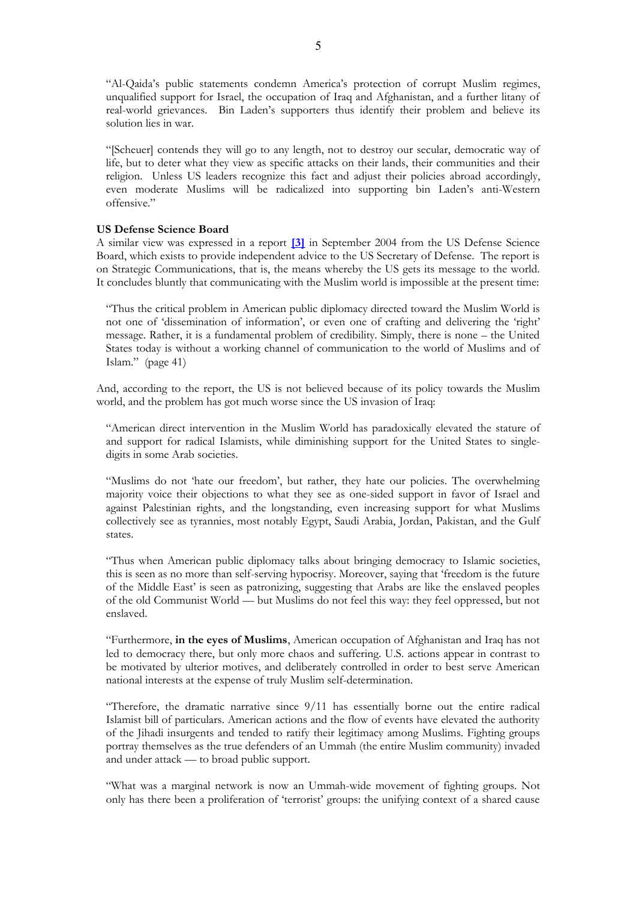> "Al-Qaida's public statements condemn America's protection of corrupt Muslim regimes, unqualified support for Israel, the occupation of Iraq and Afghanistan, and a further litany of real-world grievances. Bin Laden's supporters thus identify their problem and believe its solution lies in war.
>
> "[Scheuer] contends they will go to any length, not to destroy our secular, democratic way of life, but to deter what they view as specific attacks on their lands, their communities and their religion. Unless US leaders recognize this fact and adjust their policies abroad accordingly, even moderate Muslims will be radicalized into supporting bin Laden's anti-Western offensive."

**US Defense Science Board**

A similar view was expressed in a report **[3]** in September 2004 from the US Defense Science Board, which exists to provide independent advice to the US Secretary of Defense. The report is on Strategic Communications, that is, the means whereby the US gets its message to the world. It concludes bluntly that communicating with the Muslim world is impossible at the present time:

> "Thus the critical problem in American public diplomacy directed toward the Muslim World is not one of 'dissemination of information', or even one of crafting and delivering the 'right' message. Rather, it is a fundamental problem of credibility. Simply, there is none – the United States today is without a working channel of communication to the world of Muslims and of Islam." (page 41)

And, according to the report, the US is not believed because of its policy towards the Muslim world, and the problem has got much worse since the US invasion of Iraq:

> "American direct intervention in the Muslim World has paradoxically elevated the stature of and support for radical Islamists, while diminishing support for the United States to single-digits in some Arab societies.
>
> "Muslims do not 'hate our freedom', but rather, they hate our policies. The overwhelming majority voice their objections to what they see as one-sided support in favor of Israel and against Palestinian rights, and the longstanding, even increasing support for what Muslims collectively see as tyrannies, most notably Egypt, Saudi Arabia, Jordan, Pakistan, and the Gulf states.
>
> "Thus when American public diplomacy talks about bringing democracy to Islamic societies, this is seen as no more than self-serving hypocrisy. Moreover, saying that 'freedom is the future of the Middle East' is seen as patronizing, suggesting that Arabs are like the enslaved peoples of the old Communist World — but Muslims do not feel this way: they feel oppressed, but not enslaved.
>
> "Furthermore, **in the eyes of Muslims**, American occupation of Afghanistan and Iraq has not led to democracy there, but only more chaos and suffering. U.S. actions appear in contrast to be motivated by ulterior motives, and deliberately controlled in order to best serve American national interests at the expense of truly Muslim self-determination.
>
> "Therefore, the dramatic narrative since 9/11 has essentially borne out the entire radical Islamist bill of particulars. American actions and the flow of events have elevated the authority of the Jihadi insurgents and tended to ratify their legitimacy among Muslims. Fighting groups portray themselves as the true defenders of an Ummah (the entire Muslim community) invaded and under attack — to broad public support.
>
> "What was a marginal network is now an Ummah-wide movement of fighting groups. Not only has there been a proliferation of 'terrorist' groups: the unifying context of a shared cause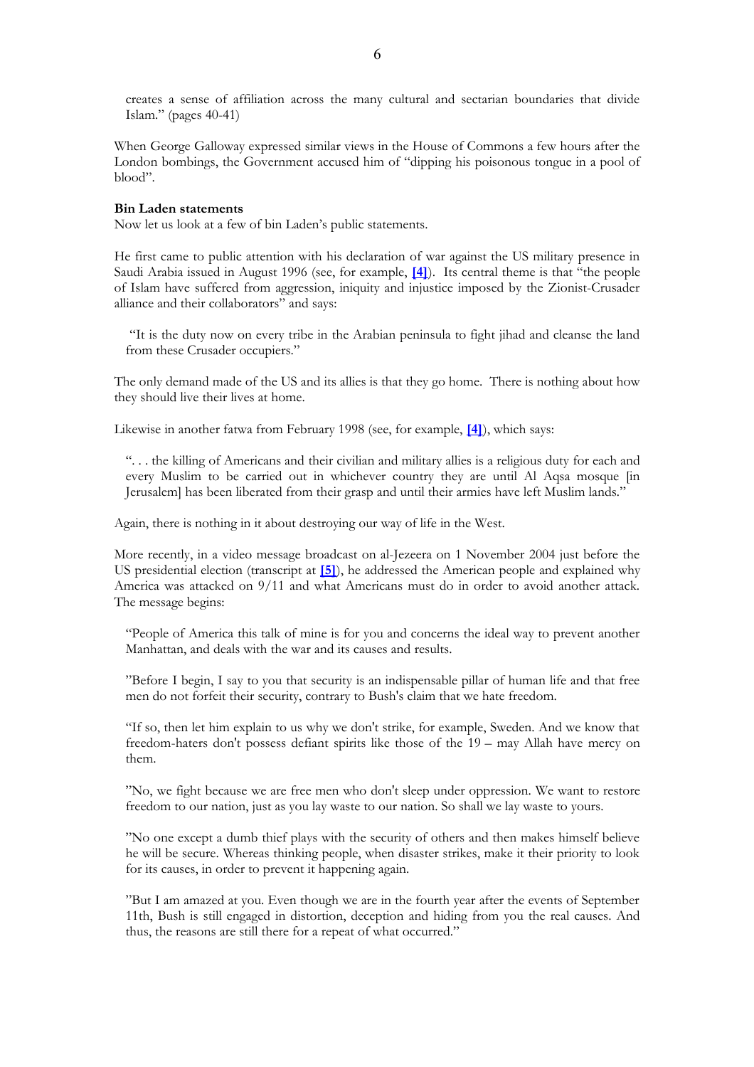creates a sense of affiliation across the many cultural and sectarian boundaries that divide Islam." (pages 40-41)

When George Galloway expressed similar views in the House of Commons a few hours after the London bombings, the Government accused him of "dipping his poisonous tongue in a pool of blood".

**Bin Laden statements**

Now let us look at a few of bin Laden's public statements.

He first came to public attention with his declaration of war against the US military presence in Saudi Arabia issued in August 1996 (see, for example, **[4]**). Its central theme is that "the people of Islam have suffered from aggression, iniquity and injustice imposed by the Zionist-Crusader alliance and their collaborators" and says:

> "It is the duty now on every tribe in the Arabian peninsula to fight jihad and cleanse the land from these Crusader occupiers."

The only demand made of the US and its allies is that they go home. There is nothing about how they should live their lives at home.

Likewise in another fatwa from February 1998 (see, for example, **[4]**), which says:

> ". . . the killing of Americans and their civilian and military allies is a religious duty for each and every Muslim to be carried out in whichever country they are until Al Aqsa mosque [in Jerusalem] has been liberated from their grasp and until their armies have left Muslim lands."

Again, there is nothing in it about destroying our way of life in the West.

More recently, in a video message broadcast on al-Jezeera on 1 November 2004 just before the US presidential election (transcript at **[5]**), he addressed the American people and explained why America was attacked on 9/11 and what Americans must do in order to avoid another attack. The message begins:

> "People of America this talk of mine is for you and concerns the ideal way to prevent another Manhattan, and deals with the war and its causes and results.
>
> "Before I begin, I say to you that security is an indispensable pillar of human life and that free men do not forfeit their security, contrary to Bush's claim that we hate freedom.
>
> "If so, then let him explain to us why we don't strike, for example, Sweden. And we know that freedom-haters don't possess defiant spirits like those of the 19 – may Allah have mercy on them.
>
> "No, we fight because we are free men who don't sleep under oppression. We want to restore freedom to our nation, just as you lay waste to our nation. So shall we lay waste to yours.
>
> "No one except a dumb thief plays with the security of others and then makes himself believe he will be secure. Whereas thinking people, when disaster strikes, make it their priority to look for its causes, in order to prevent it happening again.
>
> "But I am amazed at you. Even though we are in the fourth year after the events of September 11th, Bush is still engaged in distortion, deception and hiding from you the real causes. And thus, the reasons are still there for a repeat of what occurred."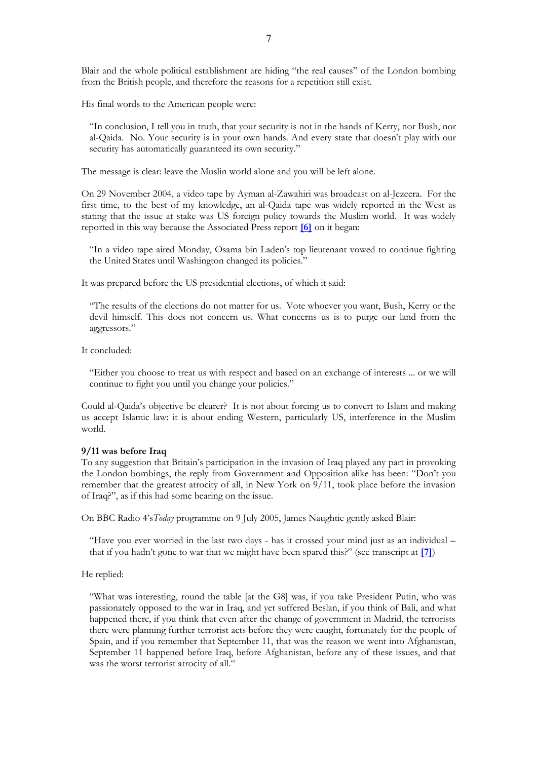Blair and the whole political establishment are hiding "the real causes" of the London bombing from the British people, and therefore the reasons for a repetition still exist.

His final words to the American people were:

> "In conclusion, I tell you in truth, that your security is not in the hands of Kerry, nor Bush, nor al-Qaida. No. Your security is in your own hands. And every state that doesn't play with our security has automatically guaranteed its own security."

The message is clear: leave the Muslim world alone and you will be left alone.

On 29 November 2004, a video tape by Ayman al-Zawahiri was broadcast on al-Jezeera. For the first time, to the best of my knowledge, an al-Qaida tape was widely reported in the West as stating that the issue at stake was US foreign policy towards the Muslim world. It was widely reported in this way because the Associated Press report **[6]** on it began:

> "In a video tape aired Monday, Osama bin Laden's top lieutenant vowed to continue fighting the United States until Washington changed its policies."

It was prepared before the US presidential elections, of which it said:

> "The results of the elections do not matter for us. Vote whoever you want, Bush, Kerry or the devil himself. This does not concern us. What concerns us is to purge our land from the aggressors."

It concluded:

> "Either you choose to treat us with respect and based on an exchange of interests ... or we will continue to fight you until you change your policies."

Could al-Qaida's objective be clearer? It is not about forcing us to convert to Islam and making us accept Islamic law: it is about ending Western, particularly US, interference in the Muslim world.

**9/11 was before Iraq**

To any suggestion that Britain's participation in the invasion of Iraq played any part in provoking the London bombings, the reply from Government and Opposition alike has been: "Don't you remember that the greatest atrocity of all, in New York on 9/11, took place before the invasion of Iraq?", as if this had some bearing on the issue.

On BBC Radio 4's *Today* programme on 9 July 2005, James Naughtie gently asked Blair:

> "Have you ever worried in the last two days - has it crossed your mind just as an individual – that if you hadn't gone to war that we might have been spared this?" (see transcript at **[7]**)

He replied:

> "What was interesting, round the table [at the G8] was, if you take President Putin, who was passionately opposed to the war in Iraq, and yet suffered Beslan, if you think of Bali, and what happened there, if you think that even after the change of government in Madrid, the terrorists there were planning further terrorist acts before they were caught, fortunately for the people of Spain, and if you remember that September 11, that was the reason we went into Afghanistan, September 11 happened before Iraq, before Afghanistan, before any of these issues, and that was the worst terrorist atrocity of all."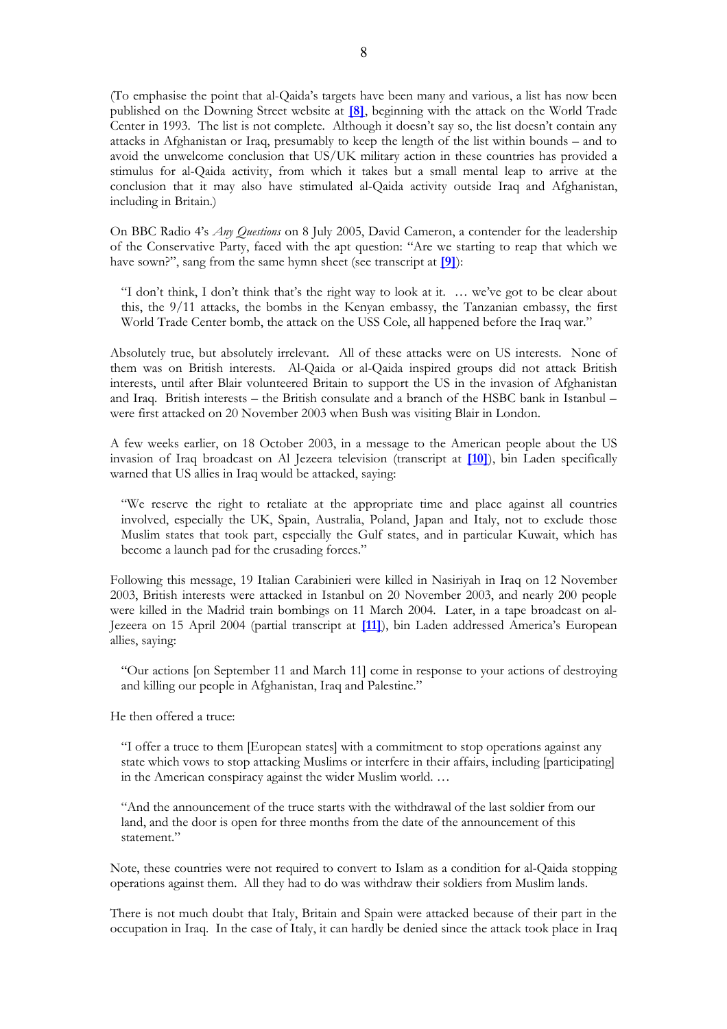(To emphasise the point that al-Qaida's targets have been many and various, a list has now been published on the Downing Street website at **[8]**, beginning with the attack on the World Trade Center in 1993. The list is not complete. Although it doesn't say so, the list doesn't contain any attacks in Afghanistan or Iraq, presumably to keep the length of the list within bounds – and to avoid the unwelcome conclusion that US/UK military action in these countries has provided a stimulus for al-Qaida activity, from which it takes but a small mental leap to arrive at the conclusion that it may also have stimulated al-Qaida activity outside Iraq and Afghanistan, including in Britain.)

On BBC Radio 4's *Any Questions* on 8 July 2005, David Cameron, a contender for the leadership of the Conservative Party, faced with the apt question: "Are we starting to reap that which we have sown?", sang from the same hymn sheet (see transcript at **[9]**):

> "I don't think, I don't think that's the right way to look at it. … we've got to be clear about this, the 9/11 attacks, the bombs in the Kenyan embassy, the Tanzanian embassy, the first World Trade Center bomb, the attack on the USS Cole, all happened before the Iraq war."

Absolutely true, but absolutely irrelevant. All of these attacks were on US interests. None of them was on British interests. Al-Qaida or al-Qaida inspired groups did not attack British interests, until after Blair volunteered Britain to support the US in the invasion of Afghanistan and Iraq. British interests – the British consulate and a branch of the HSBC bank in Istanbul – were first attacked on 20 November 2003 when Bush was visiting Blair in London.

A few weeks earlier, on 18 October 2003, in a message to the American people about the US invasion of Iraq broadcast on Al Jezeera television (transcript at **[10]**), bin Laden specifically warned that US allies in Iraq would be attacked, saying:

> "We reserve the right to retaliate at the appropriate time and place against all countries involved, especially the UK, Spain, Australia, Poland, Japan and Italy, not to exclude those Muslim states that took part, especially the Gulf states, and in particular Kuwait, which has become a launch pad for the crusading forces."

Following this message, 19 Italian Carabinieri were killed in Nasiriyah in Iraq on 12 November 2003, British interests were attacked in Istanbul on 20 November 2003, and nearly 200 people were killed in the Madrid train bombings on 11 March 2004. Later, in a tape broadcast on al-Jezeera on 15 April 2004 (partial transcript at **[11]**), bin Laden addressed America's European allies, saying:

> "Our actions [on September 11 and March 11] come in response to your actions of destroying and killing our people in Afghanistan, Iraq and Palestine."

He then offered a truce:

> "I offer a truce to them [European states] with a commitment to stop operations against any state which vows to stop attacking Muslims or interfere in their affairs, including [participating] in the American conspiracy against the wider Muslim world. …
>
> "And the announcement of the truce starts with the withdrawal of the last soldier from our land, and the door is open for three months from the date of the announcement of this statement."

Note, these countries were not required to convert to Islam as a condition for al-Qaida stopping operations against them. All they had to do was withdraw their soldiers from Muslim lands.

There is not much doubt that Italy, Britain and Spain were attacked because of their part in the occupation in Iraq. In the case of Italy, it can hardly be denied since the attack took place in Iraq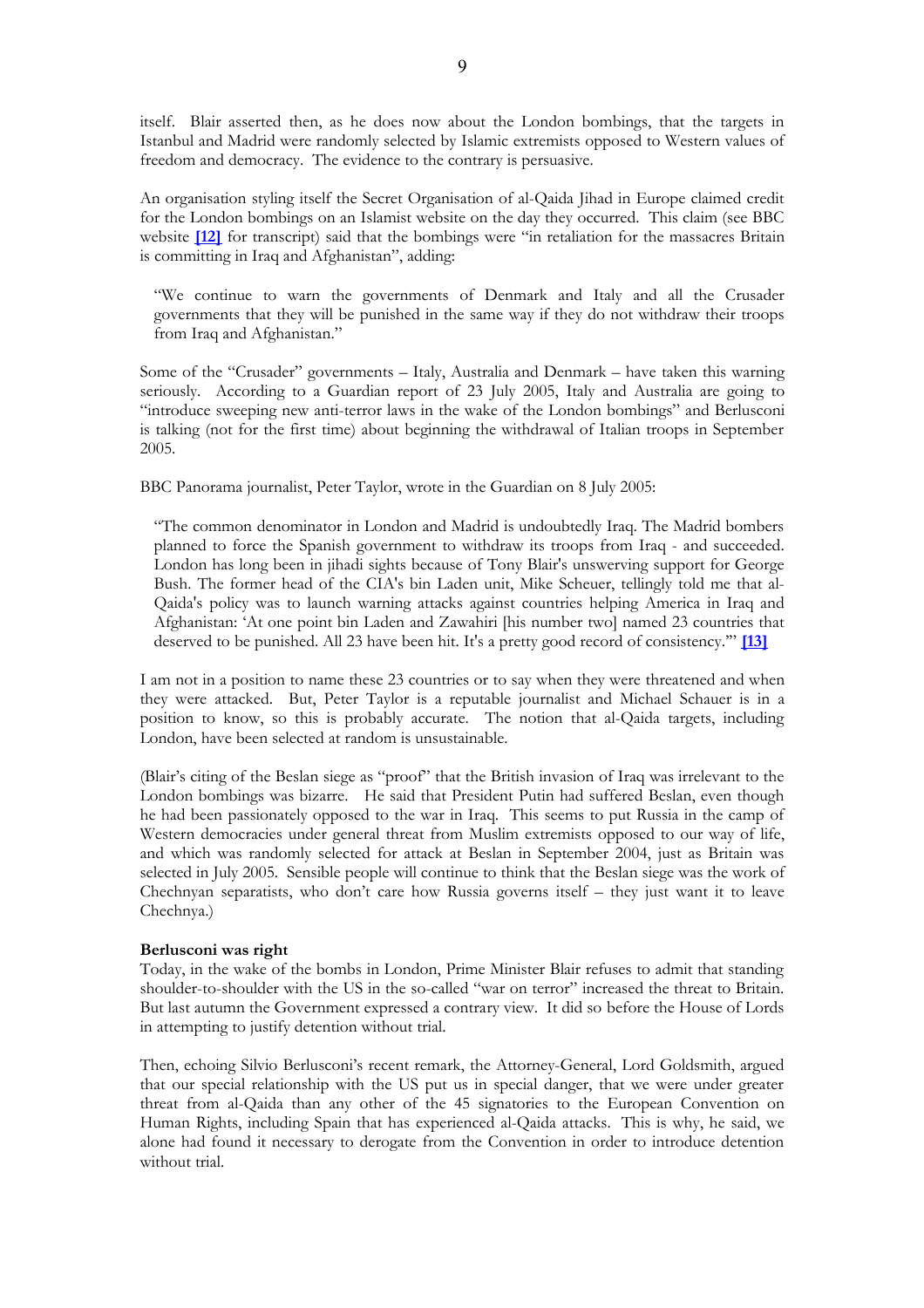itself. Blair asserted then, as he does now about the London bombings, that the targets in Istanbul and Madrid were randomly selected by Islamic extremists opposed to Western values of freedom and democracy. The evidence to the contrary is persuasive.

An organisation styling itself the Secret Organisation of al-Qaida Jihad in Europe claimed credit for the London bombings on an Islamist website on the day they occurred. This claim (see BBC website **[12]** for transcript) said that the bombings were "in retaliation for the massacres Britain is committing in Iraq and Afghanistan", adding:

> "We continue to warn the governments of Denmark and Italy and all the Crusader governments that they will be punished in the same way if they do not withdraw their troops from Iraq and Afghanistan."

Some of the "Crusader" governments – Italy, Australia and Denmark – have taken this warning seriously. According to a Guardian report of 23 July 2005, Italy and Australia are going to "introduce sweeping new anti-terror laws in the wake of the London bombings" and Berlusconi is talking (not for the first time) about beginning the withdrawal of Italian troops in September 2005.

BBC Panorama journalist, Peter Taylor, wrote in the Guardian on 8 July 2005:

> "The common denominator in London and Madrid is undoubtedly Iraq. The Madrid bombers planned to force the Spanish government to withdraw its troops from Iraq - and succeeded. London has long been in jihadi sights because of Tony Blair's unswerving support for George Bush. The former head of the CIA's bin Laden unit, Mike Scheuer, tellingly told me that al-Qaida's policy was to launch warning attacks against countries helping America in Iraq and Afghanistan: 'At one point bin Laden and Zawahiri [his number two] named 23 countries that deserved to be punished. All 23 have been hit. It's a pretty good record of consistency.'" **[13]**

I am not in a position to name these 23 countries or to say when they were threatened and when they were attacked. But, Peter Taylor is a reputable journalist and Michael Schauer is in a position to know, so this is probably accurate. The notion that al-Qaida targets, including London, have been selected at random is unsustainable.

(Blair's citing of the Beslan siege as "proof" that the British invasion of Iraq was irrelevant to the London bombings was bizarre. He said that President Putin had suffered Beslan, even though he had been passionately opposed to the war in Iraq. This seems to put Russia in the camp of Western democracies under general threat from Muslim extremists opposed to our way of life, and which was randomly selected for attack at Beslan in September 2004, just as Britain was selected in July 2005. Sensible people will continue to think that the Beslan siege was the work of Chechnyan separatists, who don't care how Russia governs itself – they just want it to leave Chechnya.)

**Berlusconi was right**

Today, in the wake of the bombs in London, Prime Minister Blair refuses to admit that standing shoulder-to-shoulder with the US in the so-called "war on terror" increased the threat to Britain. But last autumn the Government expressed a contrary view. It did so before the House of Lords in attempting to justify detention without trial.

Then, echoing Silvio Berlusconi's recent remark, the Attorney-General, Lord Goldsmith, argued that our special relationship with the US put us in special danger, that we were under greater threat from al-Qaida than any other of the 45 signatories to the European Convention on Human Rights, including Spain that has experienced al-Qaida attacks. This is why, he said, we alone had found it necessary to derogate from the Convention in order to introduce detention without trial.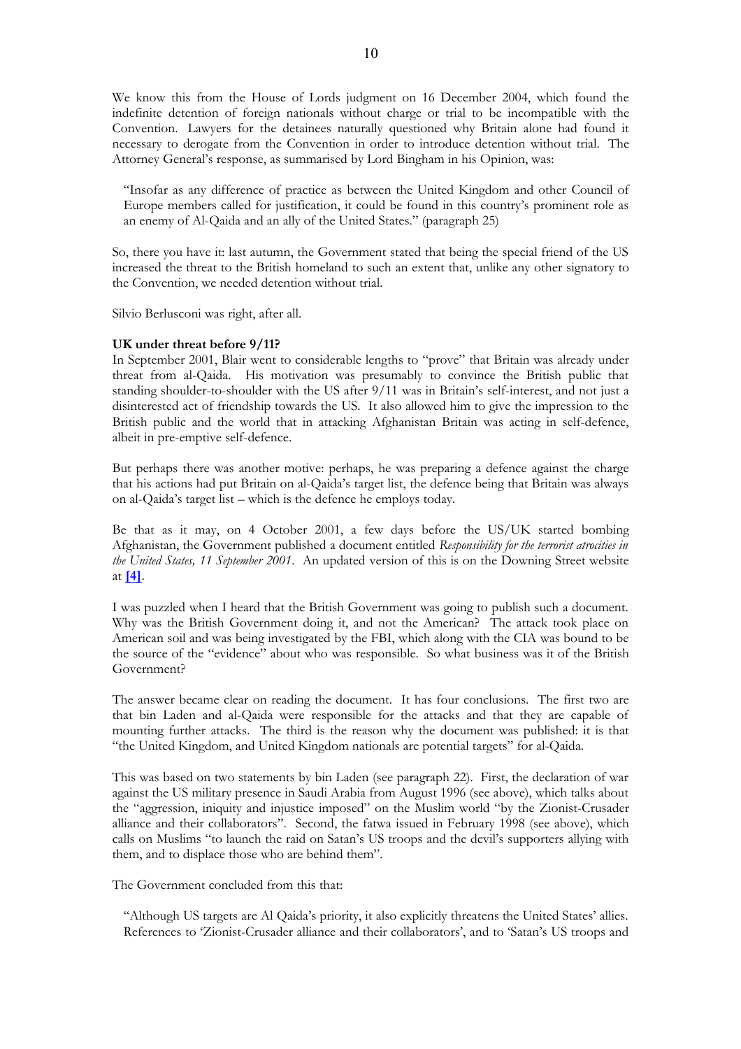We know this from the House of Lords judgment on 16 December 2004, which found the indefinite detention of foreign nationals without charge or trial to be incompatible with the Convention. Lawyers for the detainees naturally questioned why Britain alone had found it necessary to derogate from the Convention in order to introduce detention without trial. The Attorney General's response, as summarised by Lord Bingham in his Opinion, was:

> "Insofar as any difference of practice as between the United Kingdom and other Council of Europe members called for justification, it could be found in this country's prominent role as an enemy of Al-Qaida and an ally of the United States." (paragraph 25)

So, there you have it: last autumn, the Government stated that being the special friend of the US increased the threat to the British homeland to such an extent that, unlike any other signatory to the Convention, we needed detention without trial.

Silvio Berlusconi was right, after all.

**UK under threat before 9/11?**

In September 2001, Blair went to considerable lengths to "prove" that Britain was already under threat from al-Qaida. His motivation was presumably to convince the British public that standing shoulder-to-shoulder with the US after 9/11 was in Britain's self-interest, and not just a disinterested act of friendship towards the US. It also allowed him to give the impression to the British public and the world that in attacking Afghanistan Britain was acting in self-defence, albeit in pre-emptive self-defence.

But perhaps there was another motive: perhaps, he was preparing a defence against the charge that his actions had put Britain on al-Qaida's target list, the defence being that Britain was always on al-Qaida's target list – which is the defence he employs today.

Be that as it may, on 4 October 2001, a few days before the US/UK started bombing Afghanistan, the Government published a document entitled *Responsibility for the terrorist atrocities in the United States, 11 September 2001*. An updated version of this is on the Downing Street website at **[4]**.

I was puzzled when I heard that the British Government was going to publish such a document. Why was the British Government doing it, and not the American? The attack took place on American soil and was being investigated by the FBI, which along with the CIA was bound to be the source of the "evidence" about who was responsible. So what business was it of the British Government?

The answer became clear on reading the document. It has four conclusions. The first two are that bin Laden and al-Qaida were responsible for the attacks and that they are capable of mounting further attacks. The third is the reason why the document was published: it is that "the United Kingdom, and United Kingdom nationals are potential targets" for al-Qaida.

This was based on two statements by bin Laden (see paragraph 22). First, the declaration of war against the US military presence in Saudi Arabia from August 1996 (see above), which talks about the "aggression, iniquity and injustice imposed" on the Muslim world "by the Zionist-Crusader alliance and their collaborators". Second, the fatwa issued in February 1998 (see above), which calls on Muslims "to launch the raid on Satan's US troops and the devil's supporters allying with them, and to displace those who are behind them".

The Government concluded from this that:

> "Although US targets are Al Qaida's priority, it also explicitly threatens the United States' allies. References to 'Zionist-Crusader alliance and their collaborators', and to 'Satan's US troops and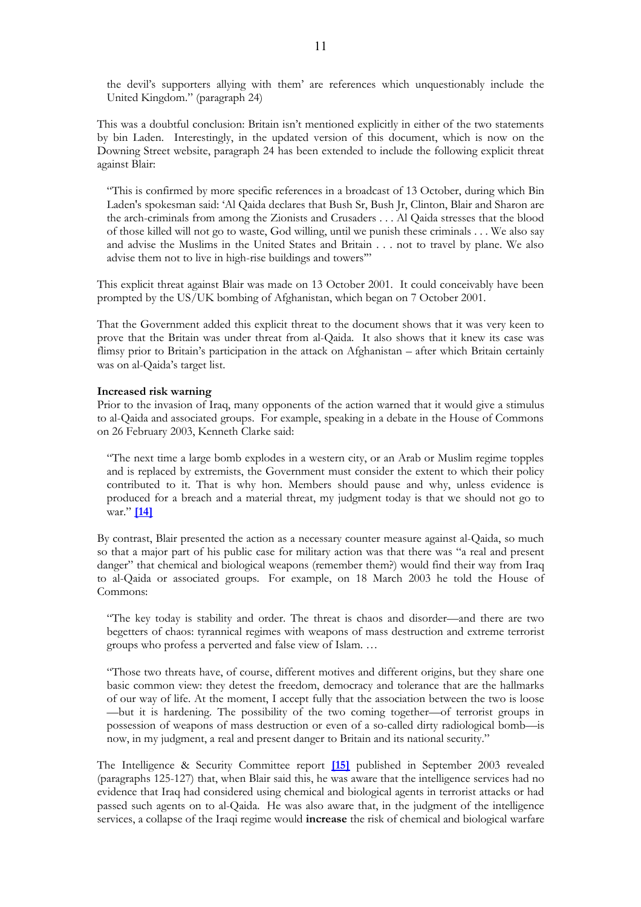the devil's supporters allying with them' are references which unquestionably include the United Kingdom." (paragraph 24)

This was a doubtful conclusion: Britain isn't mentioned explicitly in either of the two statements by bin Laden. Interestingly, in the updated version of this document, which is now on the Downing Street website, paragraph 24 has been extended to include the following explicit threat against Blair:

> "This is confirmed by more specific references in a broadcast of 13 October, during which Bin Laden's spokesman said: 'Al Qaida declares that Bush Sr, Bush Jr, Clinton, Blair and Sharon are the arch-criminals from among the Zionists and Crusaders . . . Al Qaida stresses that the blood of those killed will not go to waste, God willing, until we punish these criminals . . . We also say and advise the Muslims in the United States and Britain . . . not to travel by plane. We also advise them not to live in high-rise buildings and towers'"

This explicit threat against Blair was made on 13 October 2001. It could conceivably have been prompted by the US/UK bombing of Afghanistan, which began on 7 October 2001.

That the Government added this explicit threat to the document shows that it was very keen to prove that the Britain was under threat from al-Qaida. It also shows that it knew its case was flimsy prior to Britain's participation in the attack on Afghanistan – after which Britain certainly was on al-Qaida's target list.

**Increased risk warning**

Prior to the invasion of Iraq, many opponents of the action warned that it would give a stimulus to al-Qaida and associated groups. For example, speaking in a debate in the House of Commons on 26 February 2003, Kenneth Clarke said:

> "The next time a large bomb explodes in a western city, or an Arab or Muslim regime topples and is replaced by extremists, the Government must consider the extent to which their policy contributed to it. That is why hon. Members should pause and why, unless evidence is produced for a breach and a material threat, my judgment today is that we should not go to war." [14]

By contrast, Blair presented the action as a necessary counter measure against al-Qaida, so much so that a major part of his public case for military action was that there was "a real and present danger" that chemical and biological weapons (remember them?) would find their way from Iraq to al-Qaida or associated groups. For example, on 18 March 2003 he told the House of Commons:

> "The key today is stability and order. The threat is chaos and disorder—and there are two begetters of chaos: tyrannical regimes with weapons of mass destruction and extreme terrorist groups who profess a perverted and false view of Islam. …
>
> "Those two threats have, of course, different motives and different origins, but they share one basic common view: they detest the freedom, democracy and tolerance that are the hallmarks of our way of life. At the moment, I accept fully that the association between the two is loose —but it is hardening. The possibility of the two coming together—of terrorist groups in possession of weapons of mass destruction or even of a so-called dirty radiological bomb—is now, in my judgment, a real and present danger to Britain and its national security."

The Intelligence & Security Committee report [15] published in September 2003 revealed (paragraphs 125-127) that, when Blair said this, he was aware that the intelligence services had no evidence that Iraq had considered using chemical and biological agents in terrorist attacks or had passed such agents on to al-Qaida. He was also aware that, in the judgment of the intelligence services, a collapse of the Iraqi regime would **increase** the risk of chemical and biological warfare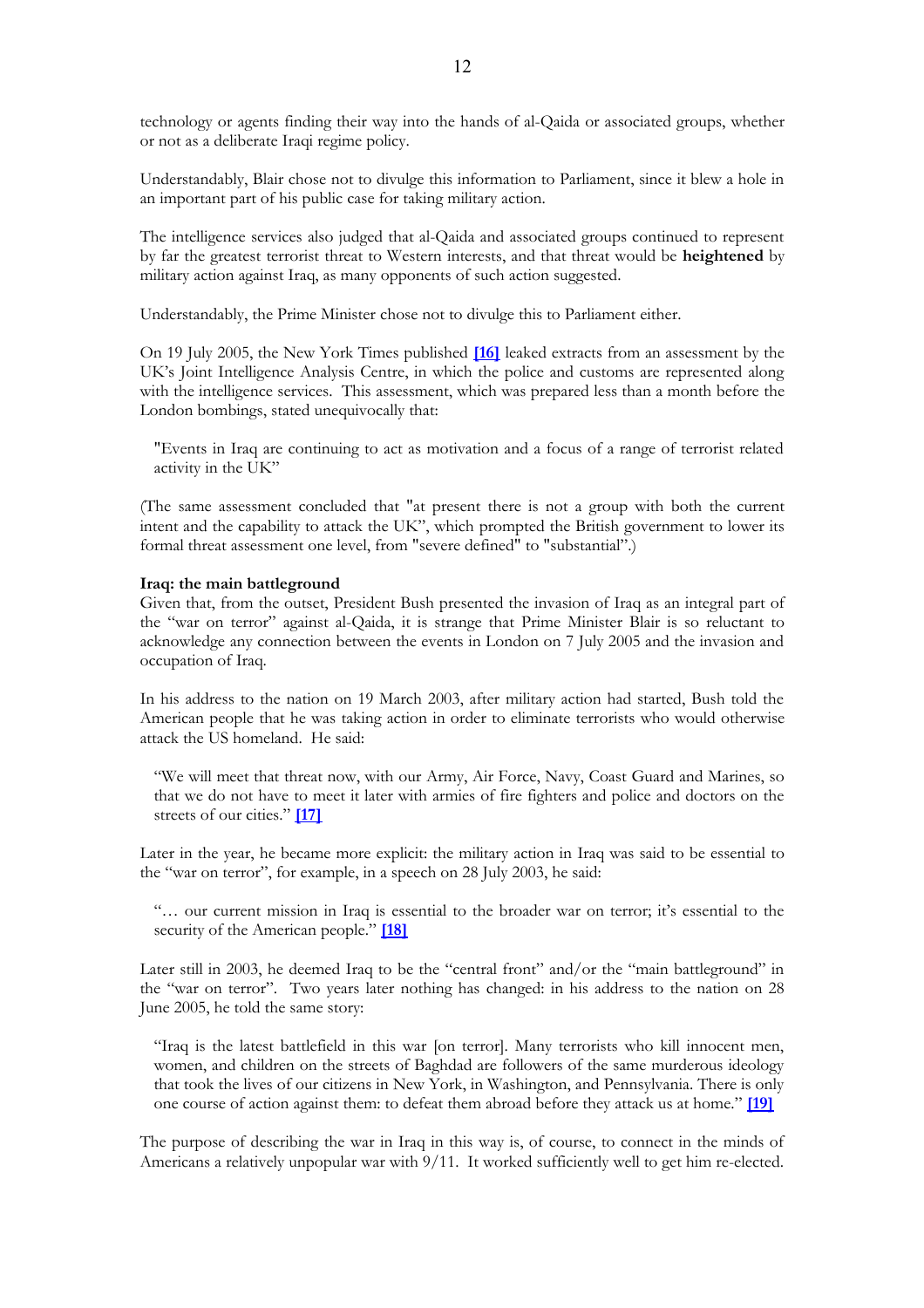technology or agents finding their way into the hands of al-Qaida or associated groups, whether or not as a deliberate Iraqi regime policy.

Understandably, Blair chose not to divulge this information to Parliament, since it blew a hole in an important part of his public case for taking military action.

The intelligence services also judged that al-Qaida and associated groups continued to represent by far the greatest terrorist threat to Western interests, and that threat would be **heightened** by military action against Iraq, as many opponents of such action suggested.

Understandably, the Prime Minister chose not to divulge this to Parliament either.

On 19 July 2005, the New York Times published **[16]** leaked extracts from an assessment by the UK's Joint Intelligence Analysis Centre, in which the police and customs are represented along with the intelligence services. This assessment, which was prepared less than a month before the London bombings, stated unequivocally that:

> "Events in Iraq are continuing to act as motivation and a focus of a range of terrorist related activity in the UK"

(The same assessment concluded that "at present there is not a group with both the current intent and the capability to attack the UK", which prompted the British government to lower its formal threat assessment one level, from "severe defined" to "substantial".)

**Iraq: the main battleground**

Given that, from the outset, President Bush presented the invasion of Iraq as an integral part of the "war on terror" against al-Qaida, it is strange that Prime Minister Blair is so reluctant to acknowledge any connection between the events in London on 7 July 2005 and the invasion and occupation of Iraq.

In his address to the nation on 19 March 2003, after military action had started, Bush told the American people that he was taking action in order to eliminate terrorists who would otherwise attack the US homeland. He said:

> "We will meet that threat now, with our Army, Air Force, Navy, Coast Guard and Marines, so that we do not have to meet it later with armies of fire fighters and police and doctors on the streets of our cities." **[17]**

Later in the year, he became more explicit: the military action in Iraq was said to be essential to the "war on terror", for example, in a speech on 28 July 2003, he said:

> "… our current mission in Iraq is essential to the broader war on terror; it's essential to the security of the American people." **[18]**

Later still in 2003, he deemed Iraq to be the "central front" and/or the "main battleground" in the "war on terror". Two years later nothing has changed: in his address to the nation on 28 June 2005, he told the same story:

> "Iraq is the latest battlefield in this war [on terror]. Many terrorists who kill innocent men, women, and children on the streets of Baghdad are followers of the same murderous ideology that took the lives of our citizens in New York, in Washington, and Pennsylvania. There is only one course of action against them: to defeat them abroad before they attack us at home." **[19]**

The purpose of describing the war in Iraq in this way is, of course, to connect in the minds of Americans a relatively unpopular war with 9/11. It worked sufficiently well to get him re-elected.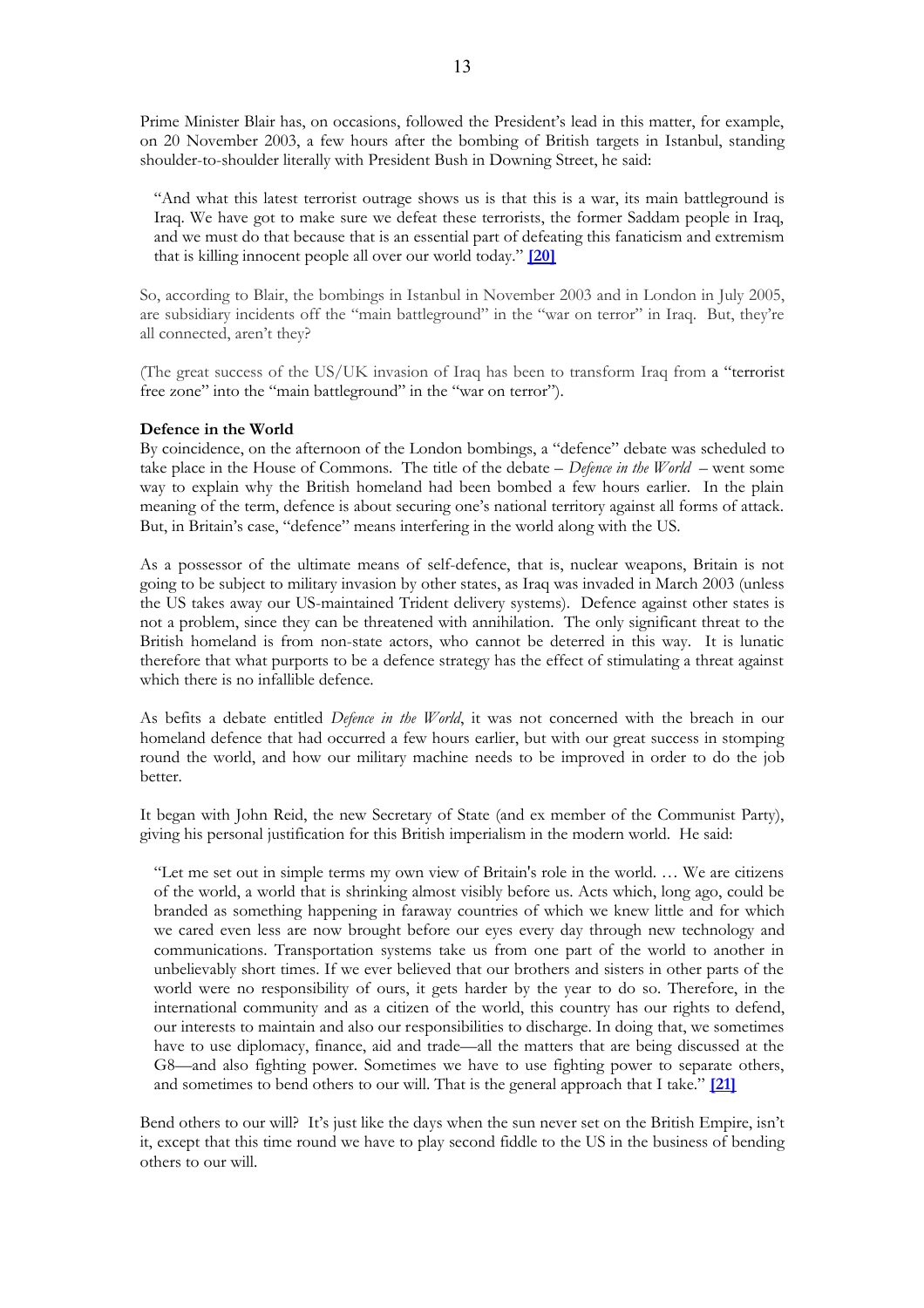Prime Minister Blair has, on occasions, followed the President's lead in this matter, for example, on 20 November 2003, a few hours after the bombing of British targets in Istanbul, standing shoulder-to-shoulder literally with President Bush in Downing Street, he said:

> "And what this latest terrorist outrage shows us is that this is a war, its main battleground is Iraq. We have got to make sure we defeat these terrorists, the former Saddam people in Iraq, and we must do that because that is an essential part of defeating this fanaticism and extremism that is killing innocent people all over our world today." **[20]**

So, according to Blair, the bombings in Istanbul in November 2003 and in London in July 2005, are subsidiary incidents off the "main battleground" in the "war on terror" in Iraq. But, they're all connected, aren't they?

(The great success of the US/UK invasion of Iraq has been to transform Iraq from a "terrorist free zone" into the "main battleground" in the "war on terror").

**Defence in the World**

By coincidence, on the afternoon of the London bombings, a "defence" debate was scheduled to take place in the House of Commons. The title of the debate – *Defence in the World* – went some way to explain why the British homeland had been bombed a few hours earlier. In the plain meaning of the term, defence is about securing one's national territory against all forms of attack. But, in Britain's case, "defence" means interfering in the world along with the US.

As a possessor of the ultimate means of self-defence, that is, nuclear weapons, Britain is not going to be subject to military invasion by other states, as Iraq was invaded in March 2003 (unless the US takes away our US-maintained Trident delivery systems). Defence against other states is not a problem, since they can be threatened with annihilation. The only significant threat to the British homeland is from non-state actors, who cannot be deterred in this way. It is lunatic therefore that what purports to be a defence strategy has the effect of stimulating a threat against which there is no infallible defence.

As befits a debate entitled *Defence in the World*, it was not concerned with the breach in our homeland defence that had occurred a few hours earlier, but with our great success in stomping round the world, and how our military machine needs to be improved in order to do the job better.

It began with John Reid, the new Secretary of State (and ex member of the Communist Party), giving his personal justification for this British imperialism in the modern world. He said:

> "Let me set out in simple terms my own view of Britain's role in the world. … We are citizens of the world, a world that is shrinking almost visibly before us. Acts which, long ago, could be branded as something happening in faraway countries of which we knew little and for which we cared even less are now brought before our eyes every day through new technology and communications. Transportation systems take us from one part of the world to another in unbelievably short times. If we ever believed that our brothers and sisters in other parts of the world were no responsibility of ours, it gets harder by the year to do so. Therefore, in the international community and as a citizen of the world, this country has our rights to defend, our interests to maintain and also our responsibilities to discharge. In doing that, we sometimes have to use diplomacy, finance, aid and trade—all the matters that are being discussed at the G8—and also fighting power. Sometimes we have to use fighting power to separate others, and sometimes to bend others to our will. That is the general approach that I take." **[21]**

Bend others to our will? It's just like the days when the sun never set on the British Empire, isn't it, except that this time round we have to play second fiddle to the US in the business of bending others to our will.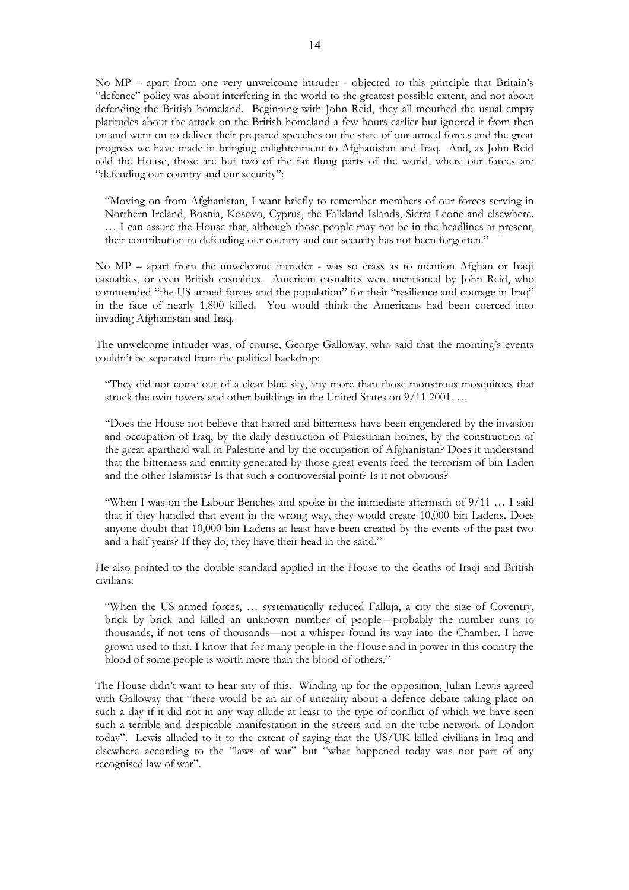No MP – apart from one very unwelcome intruder - objected to this principle that Britain's "defence" policy was about interfering in the world to the greatest possible extent, and not about defending the British homeland. Beginning with John Reid, they all mouthed the usual empty platitudes about the attack on the British homeland a few hours earlier but ignored it from then on and went on to deliver their prepared speeches on the state of our armed forces and the great progress we have made in bringing enlightenment to Afghanistan and Iraq. And, as John Reid told the House, those are but two of the far flung parts of the world, where our forces are "defending our country and our security":

> "Moving on from Afghanistan, I want briefly to remember members of our forces serving in Northern Ireland, Bosnia, Kosovo, Cyprus, the Falkland Islands, Sierra Leone and elsewhere. … I can assure the House that, although those people may not be in the headlines at present, their contribution to defending our country and our security has not been forgotten."

No MP – apart from the unwelcome intruder - was so crass as to mention Afghan or Iraqi casualties, or even British casualties. American casualties were mentioned by John Reid, who commended "the US armed forces and the population" for their "resilience and courage in Iraq" in the face of nearly 1,800 killed. You would think the Americans had been coerced into invading Afghanistan and Iraq.

The unwelcome intruder was, of course, George Galloway, who said that the morning's events couldn't be separated from the political backdrop:

> "They did not come out of a clear blue sky, any more than those monstrous mosquitoes that struck the twin towers and other buildings in the United States on 9/11 2001. …
>
> "Does the House not believe that hatred and bitterness have been engendered by the invasion and occupation of Iraq, by the daily destruction of Palestinian homes, by the construction of the great apartheid wall in Palestine and by the occupation of Afghanistan? Does it understand that the bitterness and enmity generated by those great events feed the terrorism of bin Laden and the other Islamists? Is that such a controversial point? Is it not obvious?
>
> "When I was on the Labour Benches and spoke in the immediate aftermath of 9/11 … I said that if they handled that event in the wrong way, they would create 10,000 bin Ladens. Does anyone doubt that 10,000 bin Ladens at least have been created by the events of the past two and a half years? If they do, they have their head in the sand."

He also pointed to the double standard applied in the House to the deaths of Iraqi and British civilians:

> "When the US armed forces, … systematically reduced Falluja, a city the size of Coventry, brick by brick and killed an unknown number of people—probably the number runs to thousands, if not tens of thousands—not a whisper found its way into the Chamber. I have grown used to that. I know that for many people in the House and in power in this country the blood of some people is worth more than the blood of others."

The House didn't want to hear any of this. Winding up for the opposition, Julian Lewis agreed with Galloway that "there would be an air of unreality about a defence debate taking place on such a day if it did not in any way allude at least to the type of conflict of which we have seen such a terrible and despicable manifestation in the streets and on the tube network of London today". Lewis alluded to it to the extent of saying that the US/UK killed civilians in Iraq and elsewhere according to the "laws of war" but "what happened today was not part of any recognised law of war".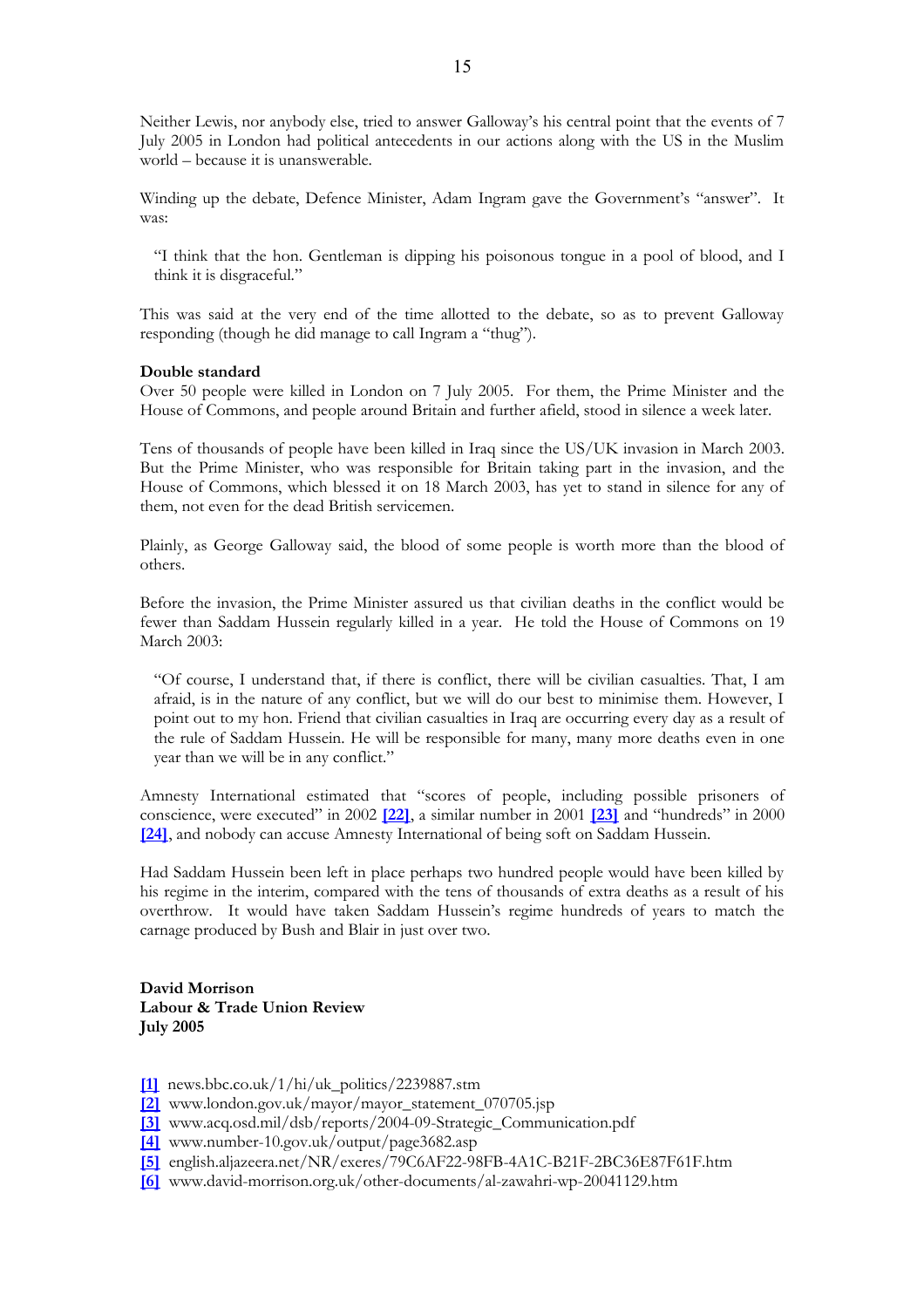Neither Lewis, nor anybody else, tried to answer Galloway's his central point that the events of 7 July 2005 in London had political antecedents in our actions along with the US in the Muslim world – because it is unanswerable.

Winding up the debate, Defence Minister, Adam Ingram gave the Government's "answer". It was:

> "I think that the hon. Gentleman is dipping his poisonous tongue in a pool of blood, and I think it is disgraceful."

This was said at the very end of the time allotted to the debate, so as to prevent Galloway responding (though he did manage to call Ingram a "thug").

**Double standard**

Over 50 people were killed in London on 7 July 2005. For them, the Prime Minister and the House of Commons, and people around Britain and further afield, stood in silence a week later.

Tens of thousands of people have been killed in Iraq since the US/UK invasion in March 2003. But the Prime Minister, who was responsible for Britain taking part in the invasion, and the House of Commons, which blessed it on 18 March 2003, has yet to stand in silence for any of them, not even for the dead British servicemen.

Plainly, as George Galloway said, the blood of some people is worth more than the blood of others.

Before the invasion, the Prime Minister assured us that civilian deaths in the conflict would be fewer than Saddam Hussein regularly killed in a year. He told the House of Commons on 19 March 2003:

> "Of course, I understand that, if there is conflict, there will be civilian casualties. That, I am afraid, is in the nature of any conflict, but we will do our best to minimise them. However, I point out to my hon. Friend that civilian casualties in Iraq are occurring every day as a result of the rule of Saddam Hussein. He will be responsible for many, many more deaths even in one year than we will be in any conflict."

Amnesty International estimated that "scores of people, including possible prisoners of conscience, were executed" in 2002 **[22]**, a similar number in 2001 **[23]** and "hundreds" in 2000 **[24]**, and nobody can accuse Amnesty International of being soft on Saddam Hussein.

Had Saddam Hussein been left in place perhaps two hundred people would have been killed by his regime in the interim, compared with the tens of thousands of extra deaths as a result of his overthrow. It would have taken Saddam Hussein's regime hundreds of years to match the carnage produced by Bush and Blair in just over two.

**David Morrison**
**Labour & Trade Union Review**
**July 2005**

**[1]** news.bbc.co.uk/1/hi/uk_politics/2239887.stm
**[2]** www.london.gov.uk/mayor/mayor_statement_070705.jsp
**[3]** www.acq.osd.mil/dsb/reports/2004-09-Strategic_Communication.pdf
**[4]** www.number-10.gov.uk/output/page3682.asp
**[5]** english.aljazeera.net/NR/exeres/79C6AF22-98FB-4A1C-B21F-2BC36E87F61F.htm
**[6]** www.david-morrison.org.uk/other-documents/al-zawahri-wp-20041129.htm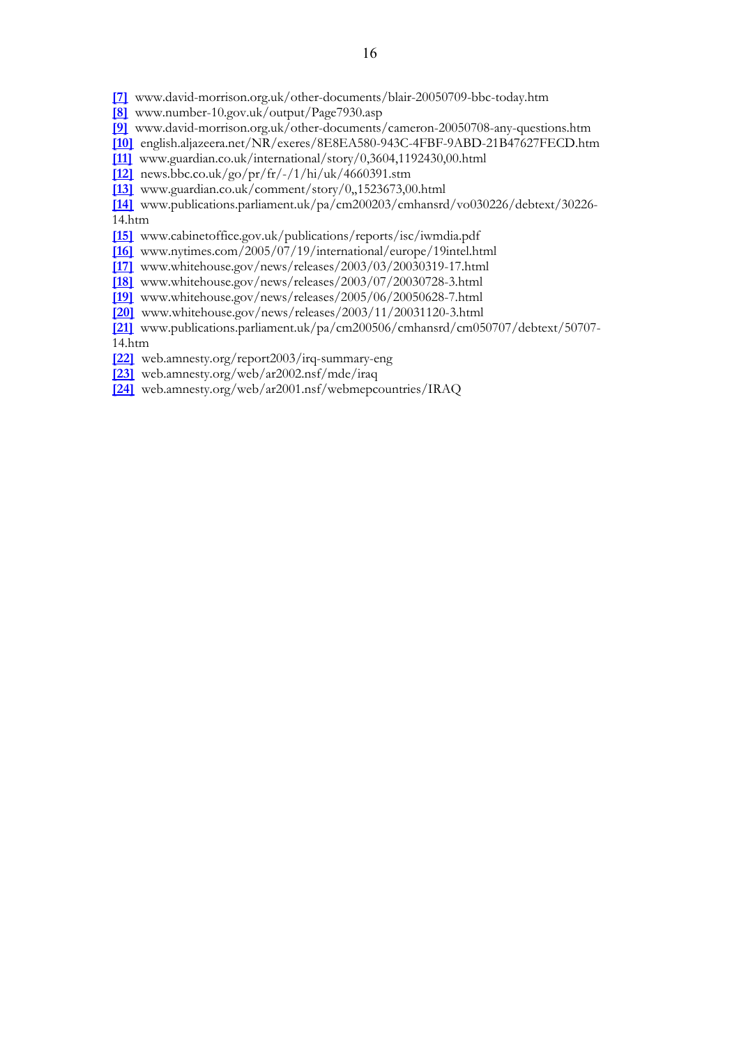[7] www.david-morrison.org.uk/other-documents/blair-20050709-bbc-today.htm
[8] www.number-10.gov.uk/output/Page7930.asp
[9] www.david-morrison.org.uk/other-documents/cameron-20050708-any-questions.htm
[10] english.aljazeera.net/NR/exeres/8E8EA580-943C-4FBF-9ABD-21B47627FECD.htm
[11] www.guardian.co.uk/international/story/0,3604,1192430,00.html
[12] news.bbc.co.uk/go/pr/fr/-/1/hi/uk/4660391.stm
[13] www.guardian.co.uk/comment/story/0,,1523673,00.html
[14] www.publications.parliament.uk/pa/cm200203/cmhansrd/vo030226/debtext/30226-14.htm
[15] www.cabinetoffice.gov.uk/publications/reports/isc/iwmdia.pdf
[16] www.nytimes.com/2005/07/19/international/europe/19intel.html
[17] www.whitehouse.gov/news/releases/2003/03/20030319-17.html
[18] www.whitehouse.gov/news/releases/2003/07/20030728-3.html
[19] www.whitehouse.gov/news/releases/2005/06/20050628-7.html
[20] www.whitehouse.gov/news/releases/2003/11/20031120-3.html
[21] www.publications.parliament.uk/pa/cm200506/cmhansrd/cm050707/debtext/50707-14.htm
[22] web.amnesty.org/report2003/irq-summary-eng
[23] web.amnesty.org/web/ar2002.nsf/mde/iraq
[24] web.amnesty.org/web/ar2001.nsf/webmepcountries/IRAQ